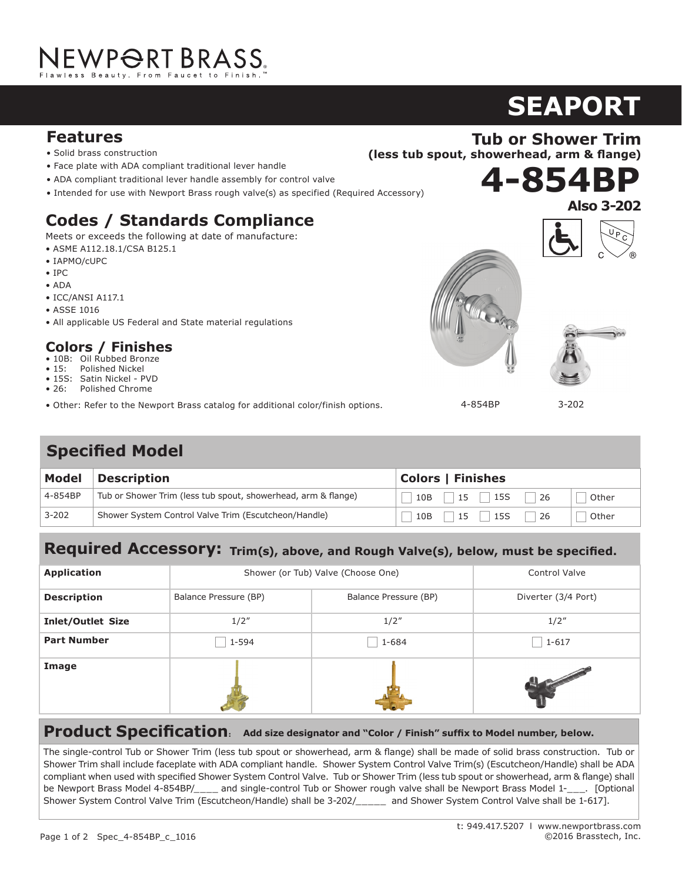NEWPORT BRASS
Flawless Beauty. From Faucet to Finish.™

# SEAPORT

## Tub or Shower Trim
**(less tub spout, showerhead, arm & flange)**

# 4-854BP

**Also 3-202**

## Features

- Solid brass construction
- Face plate with ADA compliant traditional lever handle
- ADA compliant traditional lever handle assembly for control valve
- Intended for use with Newport Brass rough valve(s) as specified (Required Accessory)

## Codes / Standards Compliance

Meets or exceeds the following at date of manufacture:

- ASME A112.18.1/CSA B125.1
- IAPMO/cUPC
- IPC
- ADA
- ICC/ANSI A117.1
- ASSE 1016
- All applicable US Federal and State material regulations

## Colors / Finishes

- 10B: Oil Rubbed Bronze
- 15: Polished Nickel
- 15S: Satin Nickel - PVD
- 26: Polished Chrome
- Other: Refer to the Newport Brass catalog for additional color/finish options.

4-854BP    3-202

## Specified Model

| Model | Description | Colors \| Finishes |
|---|---|---|
| 4-854BP | Tub or Shower Trim (less tub spout, showerhead, arm & flange) | ☐ 10B ☐ 15 ☐ 15S ☐ 26 ☐ Other |
| 3-202 | Shower System Control Valve Trim (Escutcheon/Handle) | ☐ 10B ☐ 15 ☐ 15S ☐ 26 ☐ Other |

## Required Accessory: Trim(s), above, and Rough Valve(s), below, must be specified.

| Application | Shower (or Tub) Valve (Choose One) | | Control Valve |
|---|---|---|---|
| **Description** | Balance Pressure (BP) | Balance Pressure (BP) | Diverter (3/4 Port) |
| **Inlet/Outlet Size** | 1/2″ | 1/2″ | 1/2″ |
| **Part Number** | ☐ 1-594 | ☐ 1-684 | ☐ 1-617 |
| **Image** | | | |

## Product Specification: Add size designator and "Color / Finish" suffix to Model number, below.

The single-control Tub or Shower Trim (less tub spout or showerhead, arm & flange) shall be made of solid brass construction. Tub or Shower Trim shall include faceplate with ADA compliant handle. Shower System Control Valve Trim(s) (Escutcheon/Handle) shall be ADA compliant when used with specified Shower System Control Valve. Tub or Shower Trim (less tub spout or showerhead, arm & flange) shall be Newport Brass Model 4-854BP/____ and single-control Tub or Shower rough valve shall be Newport Brass Model 1-___. [Optional Shower System Control Valve Trim (Escutcheon/Handle) shall be 3-202/_____ and Shower System Control Valve shall be 1-617].

t: 949.417.5207 | www.newportbrass.com
Spec_4-854BP_c_1016    ©2016 Brasstech, Inc.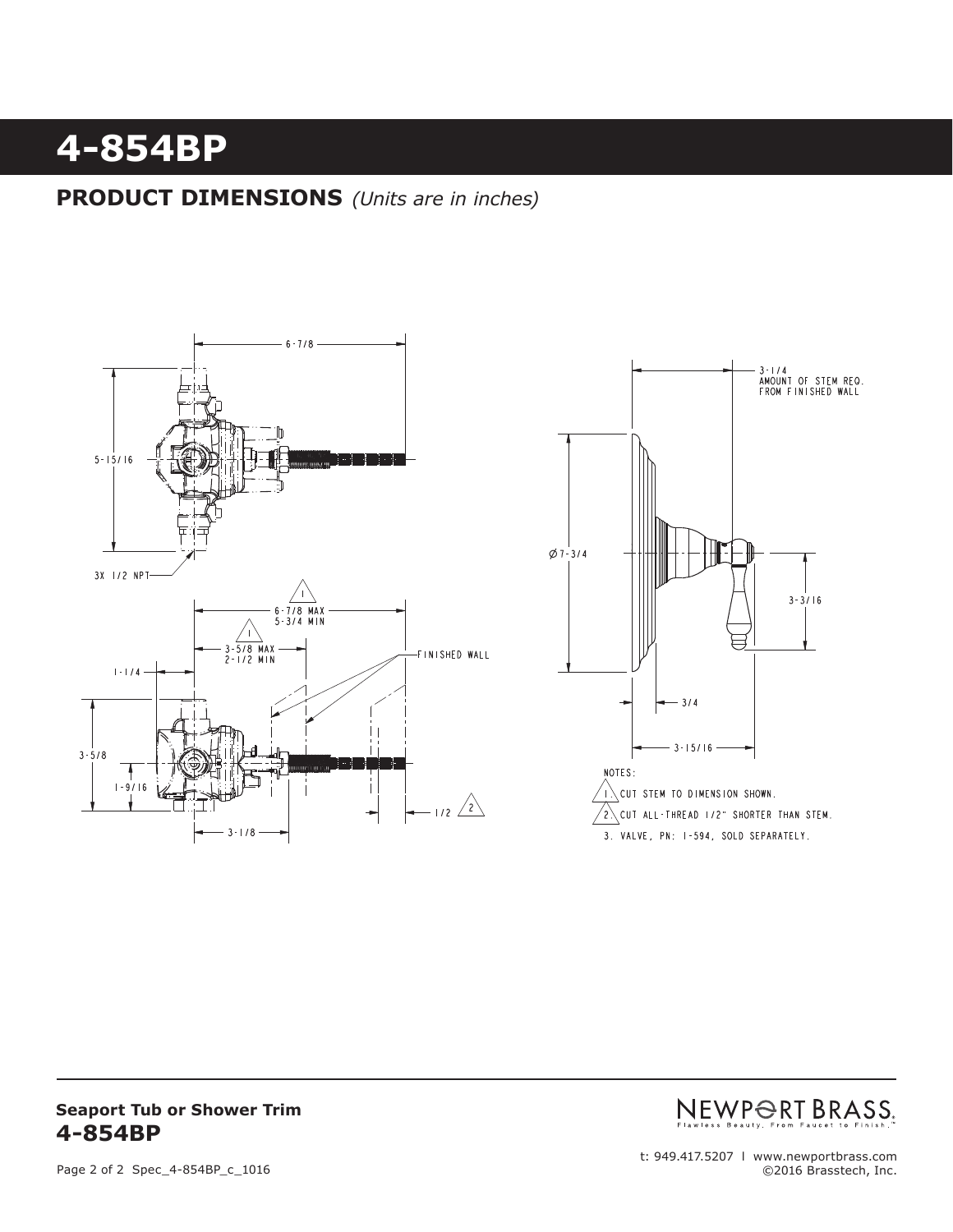# 4-854BP

## PRODUCT DIMENSIONS *(Units are in inches)*

6-7/8

5-15/16

3X 1/2 NPT

6-7/8 MAX
5-3/4 MIN

3-5/8 MAX
2-1/2 MIN

1-1/4

FINISHED WALL

3-5/8

1-9/16

3-1/8

1/2

3-1/4
AMOUNT OF STEM REQ.
FROM FINISHED WALL

Ø7-3/4

3-3/16

3/4

3-15/16

NOTES:

1. CUT STEM TO DIMENSION SHOWN.
2. CUT ALL-THREAD 1/2" SHORTER THAN STEM.
3. VALVE, PN: 1-594, SOLD SEPARATELY.

**Seaport Tub or Shower Trim**
**4-854BP**

Spec_4-854BP_c_1016

NEWPORT BRASS®
Flawless Beauty. From Faucet to Finish.™

t: 949.417.5207 l www.newportbrass.com
©2016 Brasstech, Inc.